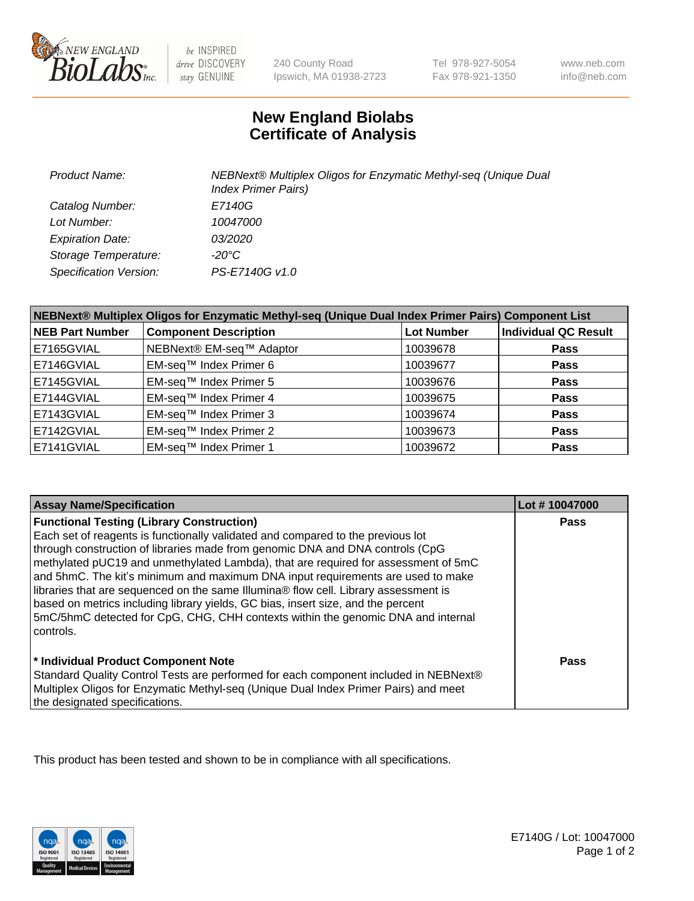# New England Biolabs Certificate of Analysis

| | |
|---|---|
| *Product Name:* | *NEBNext® Multiplex Oligos for Enzymatic Methyl-seq (Unique Dual Index Primer Pairs)* |
| *Catalog Number:* | *E7140G* |
| *Lot Number:* | *10047000* |
| *Expiration Date:* | *03/2020* |
| *Storage Temperature:* | *-20°C* |
| *Specification Version:* | *PS-E7140G v1.0* |

| NEBNext® Multiplex Oligos for Enzymatic Methyl-seq (Unique Dual Index Primer Pairs) Component List | | | |
|---|---|---|---|
| **NEB Part Number** | **Component Description** | **Lot Number** | **Individual QC Result** |
| E7165GVIAL | NEBNext® EM-seq™ Adaptor | 10039678 | **Pass** |
| E7146GVIAL | EM-seq™ Index Primer 6 | 10039677 | **Pass** |
| E7145GVIAL | EM-seq™ Index Primer 5 | 10039676 | **Pass** |
| E7144GVIAL | EM-seq™ Index Primer 4 | 10039675 | **Pass** |
| E7143GVIAL | EM-seq™ Index Primer 3 | 10039674 | **Pass** |
| E7142GVIAL | EM-seq™ Index Primer 2 | 10039673 | **Pass** |
| E7141GVIAL | EM-seq™ Index Primer 1 | 10039672 | **Pass** |

| Assay Name/Specification | Lot # 10047000 |
|---|---|
| **Functional Testing (Library Construction)**<br>Each set of reagents is functionally validated and compared to the previous lot through construction of libraries made from genomic DNA and DNA controls (CpG methylated pUC19 and unmethylated Lambda), that are required for assessment of 5mC and 5hmC. The kit's minimum and maximum DNA input requirements are used to make libraries that are sequenced on the same Illumina® flow cell. Library assessment is based on metrics including library yields, GC bias, insert size, and the percent 5mC/5hmC detected for CpG, CHG, CHH contexts within the genomic DNA and internal controls. | **Pass** |
| **\* Individual Product Component Note**<br>Standard Quality Control Tests are performed for each component included in NEBNext® Multiplex Oligos for Enzymatic Methyl-seq (Unique Dual Index Primer Pairs) and meet the designated specifications. | **Pass** |

This product has been tested and shown to be in compliance with all specifications.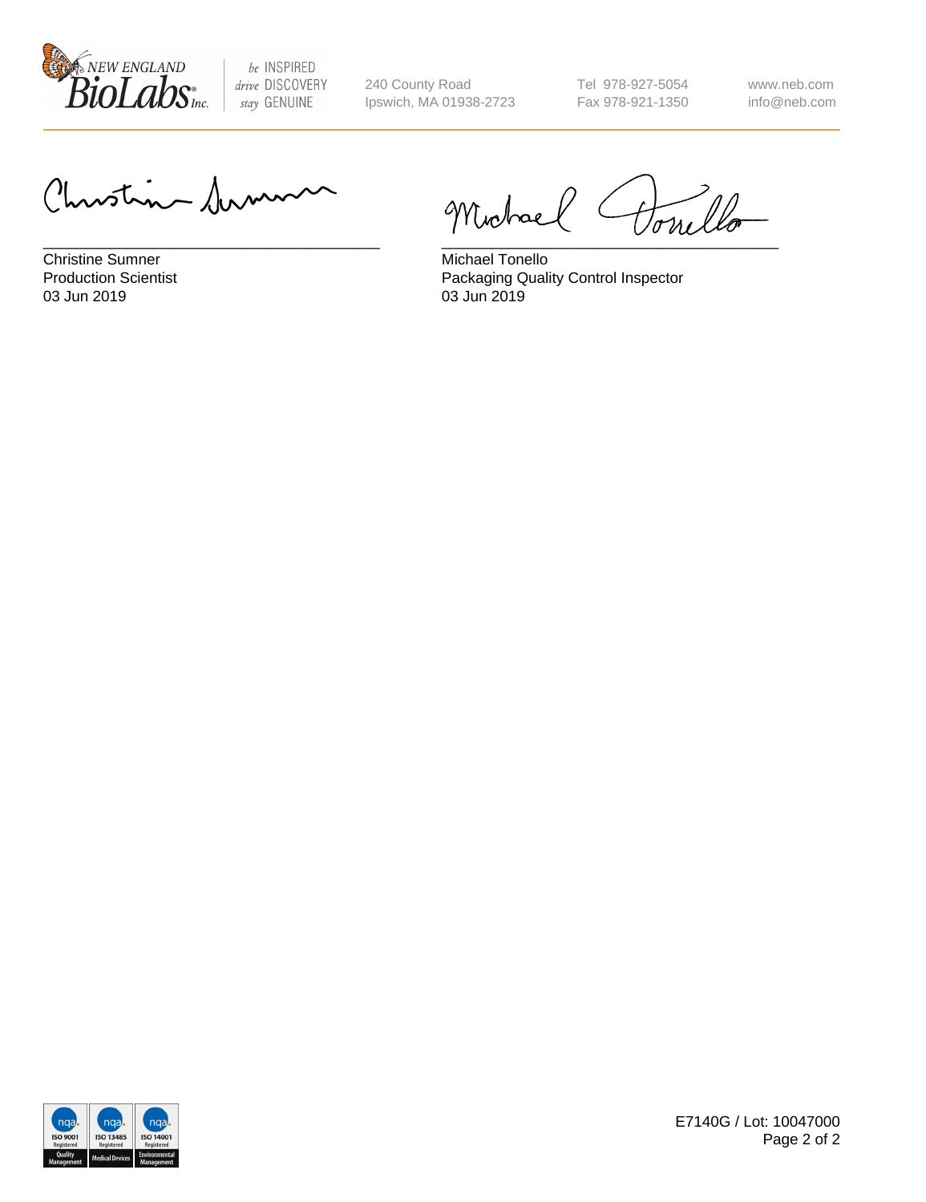Christine Sumner
Production Scientist
03 Jun 2019

Michael Tonello
Packaging Quality Control Inspector
03 Jun 2019

E7140G / Lot: 10047000